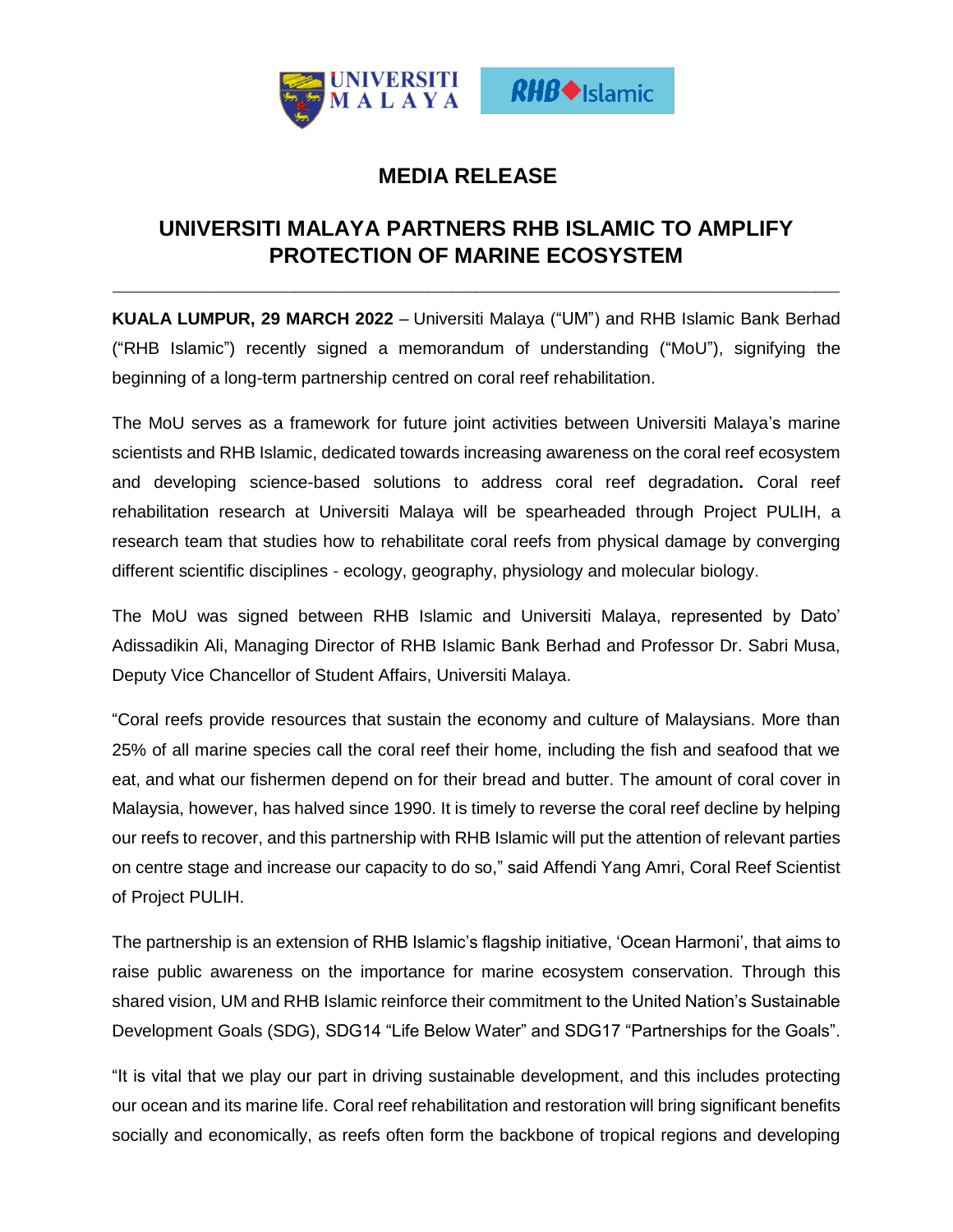# MEDIA RELEASE

## UNIVERSITI MALAYA PARTNERS RHB ISLAMIC TO AMPLIFY PROTECTION OF MARINE ECOSYSTEM

---

**KUALA LUMPUR, 29 MARCH 2022** – Universiti Malaya ("UM") and RHB Islamic Bank Berhad ("RHB Islamic") recently signed a memorandum of understanding ("MoU"), signifying the beginning of a long-term partnership centred on coral reef rehabilitation.

The MoU serves as a framework for future joint activities between Universiti Malaya's marine scientists and RHB Islamic, dedicated towards increasing awareness on the coral reef ecosystem and developing science-based solutions to address coral reef degradation**.** Coral reef rehabilitation research at Universiti Malaya will be spearheaded through Project PULIH, a research team that studies how to rehabilitate coral reefs from physical damage by converging different scientific disciplines - ecology, geography, physiology and molecular biology.

The MoU was signed between RHB Islamic and Universiti Malaya, represented by Dato' Adissadikin Ali, Managing Director of RHB Islamic Bank Berhad and Professor Dr. Sabri Musa, Deputy Vice Chancellor of Student Affairs, Universiti Malaya.

"Coral reefs provide resources that sustain the economy and culture of Malaysians. More than 25% of all marine species call the coral reef their home, including the fish and seafood that we eat, and what our fishermen depend on for their bread and butter. The amount of coral cover in Malaysia, however, has halved since 1990. It is timely to reverse the coral reef decline by helping our reefs to recover, and this partnership with RHB Islamic will put the attention of relevant parties on centre stage and increase our capacity to do so," said Affendi Yang Amri, Coral Reef Scientist of Project PULIH.

The partnership is an extension of RHB Islamic's flagship initiative, 'Ocean Harmoni', that aims to raise public awareness on the importance for marine ecosystem conservation. Through this shared vision, UM and RHB Islamic reinforce their commitment to the United Nation's Sustainable Development Goals (SDG), SDG14 "Life Below Water" and SDG17 "Partnerships for the Goals".

"It is vital that we play our part in driving sustainable development, and this includes protecting our ocean and its marine life. Coral reef rehabilitation and restoration will bring significant benefits socially and economically, as reefs often form the backbone of tropical regions and developing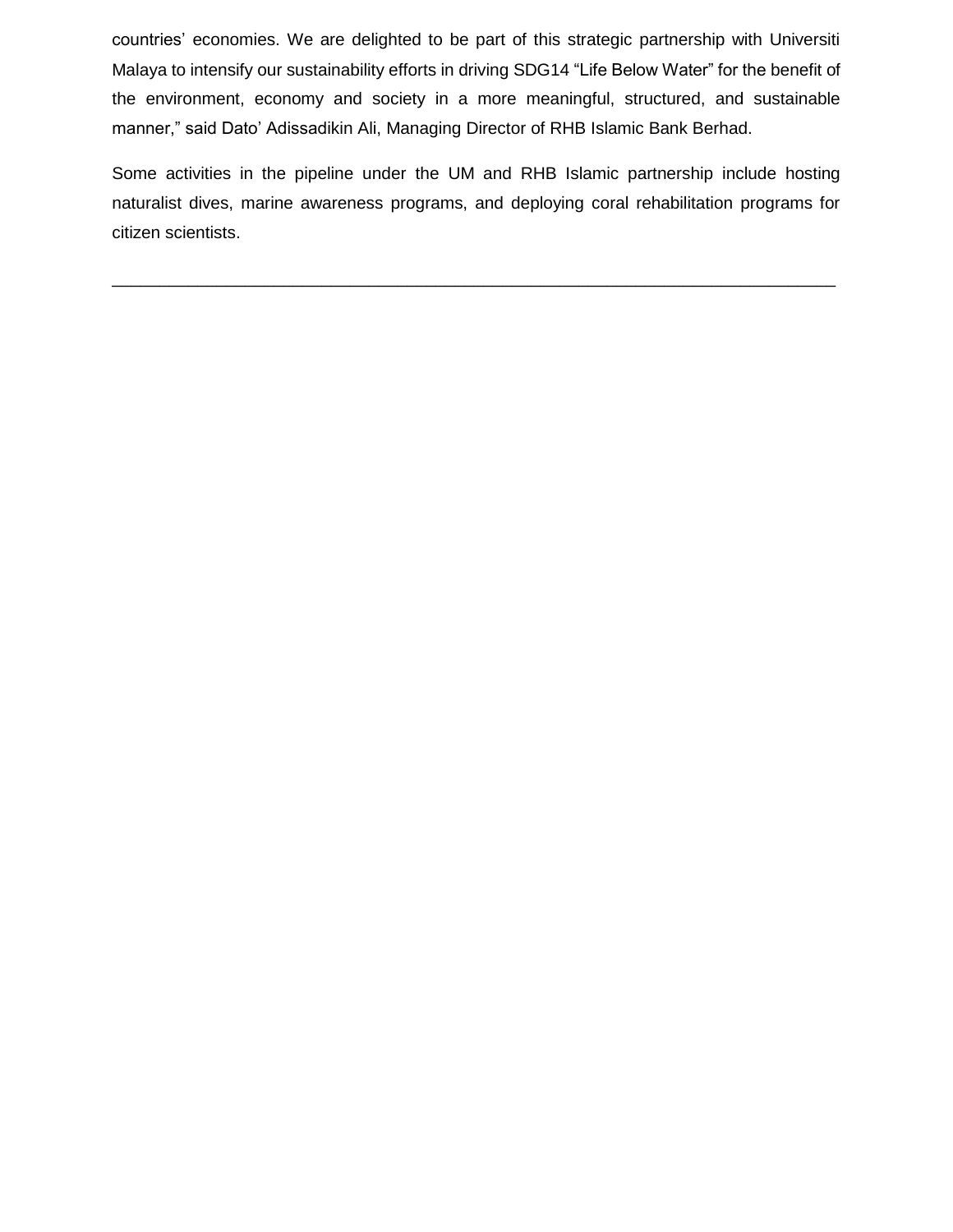countries' economies. We are delighted to be part of this strategic partnership with Universiti Malaya to intensify our sustainability efforts in driving SDG14 "Life Below Water" for the benefit of the environment, economy and society in a more meaningful, structured, and sustainable manner," said Dato' Adissadikin Ali, Managing Director of RHB Islamic Bank Berhad.

Some activities in the pipeline under the UM and RHB Islamic partnership include hosting naturalist dives, marine awareness programs, and deploying coral rehabilitation programs for citizen scientists.

---